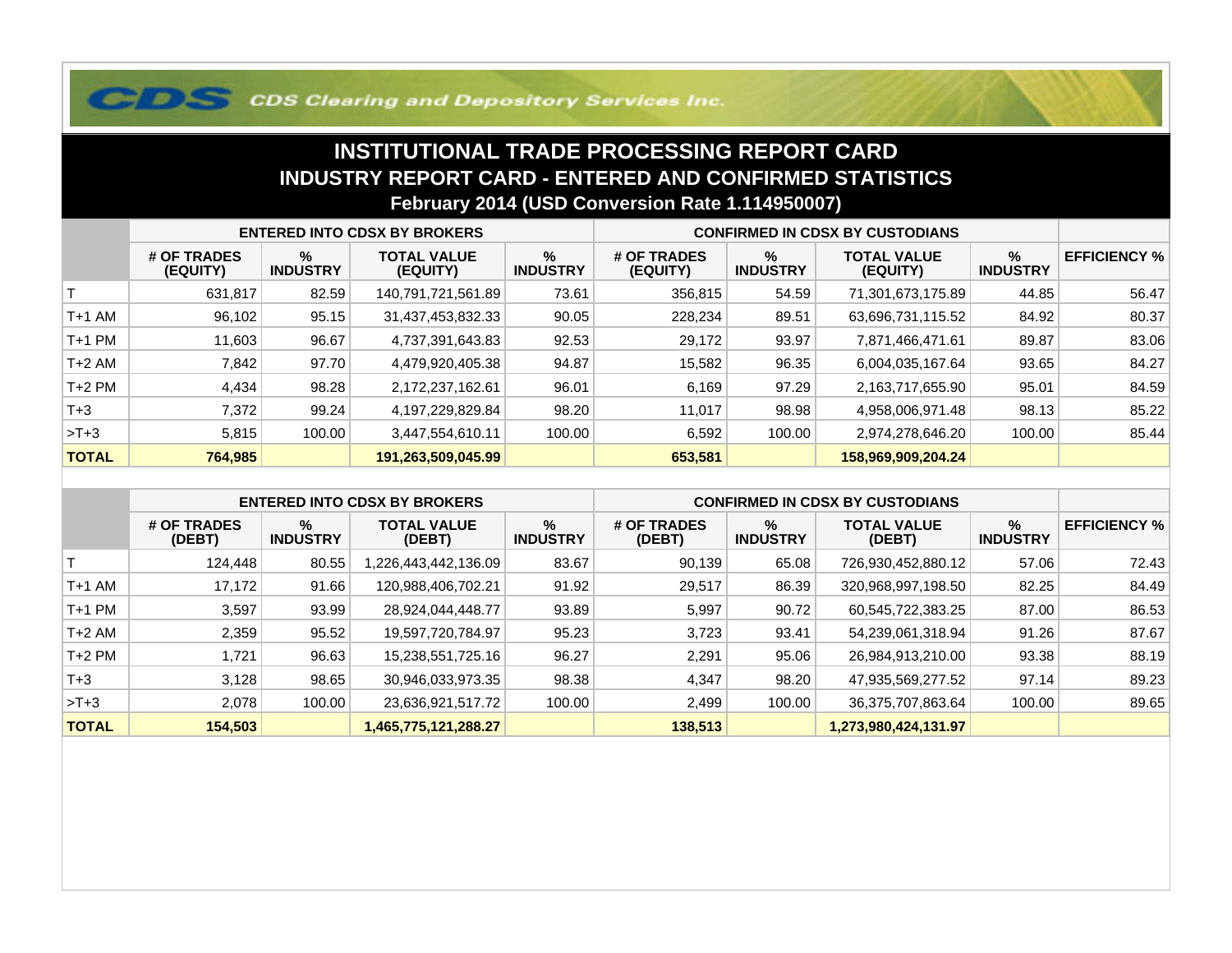CDS Clearing and Depository Services Inc.

# INSTITUTIONAL TRADE PROCESSING REPORT CARD

## INDUSTRY REPORT CARD - ENTERED AND CONFIRMED STATISTICS

### February 2014 (USD Conversion Rate 1.114950007)

| | ENTERED INTO CDSX BY BROKERS | | | | CONFIRMED IN CDSX BY CUSTODIANS | | | | |
|---|---|---|---|---|---|---|---|---|---|
| | # OF TRADES (EQUITY) | % INDUSTRY | TOTAL VALUE (EQUITY) | % INDUSTRY | # OF TRADES (EQUITY) | % INDUSTRY | TOTAL VALUE (EQUITY) | % INDUSTRY | EFFICIENCY % |
| T | 631,817 | 82.59 | 140,791,721,561.89 | 73.61 | 356,815 | 54.59 | 71,301,673,175.89 | 44.85 | 56.47 |
| T+1 AM | 96,102 | 95.15 | 31,437,453,832.33 | 90.05 | 228,234 | 89.51 | 63,696,731,115.52 | 84.92 | 80.37 |
| T+1 PM | 11,603 | 96.67 | 4,737,391,643.83 | 92.53 | 29,172 | 93.97 | 7,871,466,471.61 | 89.87 | 83.06 |
| T+2 AM | 7,842 | 97.70 | 4,479,920,405.38 | 94.87 | 15,582 | 96.35 | 6,004,035,167.64 | 93.65 | 84.27 |
| T+2 PM | 4,434 | 98.28 | 2,172,237,162.61 | 96.01 | 6,169 | 97.29 | 2,163,717,655.90 | 95.01 | 84.59 |
| T+3 | 7,372 | 99.24 | 4,197,229,829.84 | 98.20 | 11,017 | 98.98 | 4,958,006,971.48 | 98.13 | 85.22 |
| >T+3 | 5,815 | 100.00 | 3,447,554,610.11 | 100.00 | 6,592 | 100.00 | 2,974,278,646.20 | 100.00 | 85.44 |
| **TOTAL** | **764,985** | | **191,263,509,045.99** | | **653,581** | | **158,969,909,204.24** | | |

| | ENTERED INTO CDSX BY BROKERS | | | | CONFIRMED IN CDSX BY CUSTODIANS | | | | |
|---|---|---|---|---|---|---|---|---|---|
| | # OF TRADES (DEBT) | % INDUSTRY | TOTAL VALUE (DEBT) | % INDUSTRY | # OF TRADES (DEBT) | % INDUSTRY | TOTAL VALUE (DEBT) | % INDUSTRY | EFFICIENCY % |
| T | 124,448 | 80.55 | 1,226,443,442,136.09 | 83.67 | 90,139 | 65.08 | 726,930,452,880.12 | 57.06 | 72.43 |
| T+1 AM | 17,172 | 91.66 | 120,988,406,702.21 | 91.92 | 29,517 | 86.39 | 320,968,997,198.50 | 82.25 | 84.49 |
| T+1 PM | 3,597 | 93.99 | 28,924,044,448.77 | 93.89 | 5,997 | 90.72 | 60,545,722,383.25 | 87.00 | 86.53 |
| T+2 AM | 2,359 | 95.52 | 19,597,720,784.97 | 95.23 | 3,723 | 93.41 | 54,239,061,318.94 | 91.26 | 87.67 |
| T+2 PM | 1,721 | 96.63 | 15,238,551,725.16 | 96.27 | 2,291 | 95.06 | 26,984,913,210.00 | 93.38 | 88.19 |
| T+3 | 3,128 | 98.65 | 30,946,033,973.35 | 98.38 | 4,347 | 98.20 | 47,935,569,277.52 | 97.14 | 89.23 |
| >T+3 | 2,078 | 100.00 | 23,636,921,517.72 | 100.00 | 2,499 | 100.00 | 36,375,707,863.64 | 100.00 | 89.65 |
| **TOTAL** | **154,503** | | **1,465,775,121,288.27** | | **138,513** | | **1,273,980,424,131.97** | | |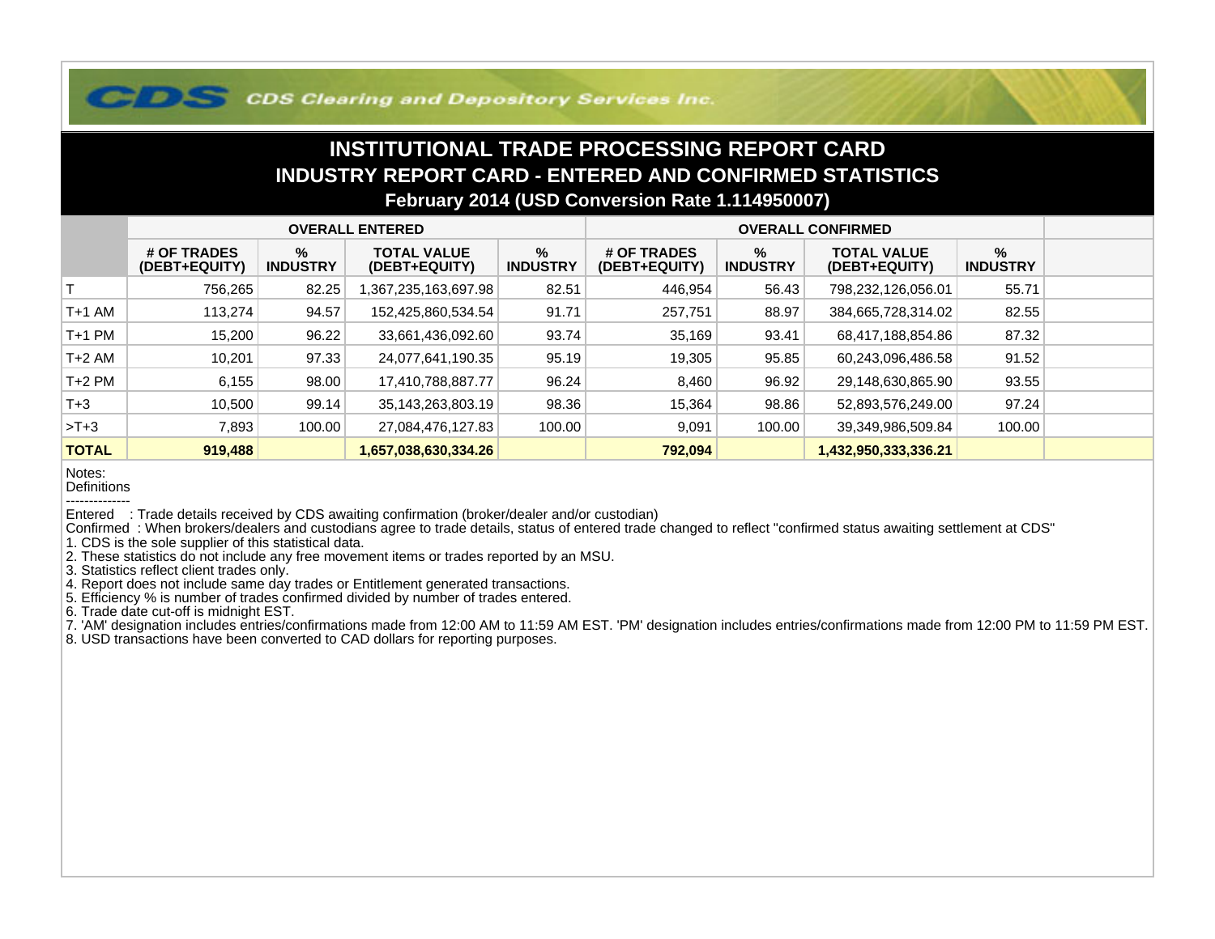CDS Clearing and Depository Services Inc.

# INSTITUTIONAL TRADE PROCESSING REPORT CARD

## INDUSTRY REPORT CARD - ENTERED AND CONFIRMED STATISTICS

### February 2014 (USD Conversion Rate 1.114950007)

| | OVERALL ENTERED | | | | OVERALL CONFIRMED | | | |
|---|---|---|---|---|---|---|---|---|
| | # OF TRADES (DEBT+EQUITY) | % INDUSTRY | TOTAL VALUE (DEBT+EQUITY) | % INDUSTRY | # OF TRADES (DEBT+EQUITY) | % INDUSTRY | TOTAL VALUE (DEBT+EQUITY) | % INDUSTRY |
| T | 756,265 | 82.25 | 1,367,235,163,697.98 | 82.51 | 446,954 | 56.43 | 798,232,126,056.01 | 55.71 |
| T+1 AM | 113,274 | 94.57 | 152,425,860,534.54 | 91.71 | 257,751 | 88.97 | 384,665,728,314.02 | 82.55 |
| T+1 PM | 15,200 | 96.22 | 33,661,436,092.60 | 93.74 | 35,169 | 93.41 | 68,417,188,854.86 | 87.32 |
| T+2 AM | 10,201 | 97.33 | 24,077,641,190.35 | 95.19 | 19,305 | 95.85 | 60,243,096,486.58 | 91.52 |
| T+2 PM | 6,155 | 98.00 | 17,410,788,887.77 | 96.24 | 8,460 | 96.92 | 29,148,630,865.90 | 93.55 |
| T+3 | 10,500 | 99.14 | 35,143,263,803.19 | 98.36 | 15,364 | 98.86 | 52,893,576,249.00 | 97.24 |
| >T+3 | 7,893 | 100.00 | 27,084,476,127.83 | 100.00 | 9,091 | 100.00 | 39,349,986,509.84 | 100.00 |
| **TOTAL** | **919,488** | | **1,657,038,630,334.26** | | **792,094** | | **1,432,950,333,336.21** | |

Notes:
Definitions
--------------
Entered : Trade details received by CDS awaiting confirmation (broker/dealer and/or custodian)
Confirmed : When brokers/dealers and custodians agree to trade details, status of entered trade changed to reflect "confirmed status awaiting settlement at CDS"

1. CDS is the sole supplier of this statistical data.
2. These statistics do not include any free movement items or trades reported by an MSU.
3. Statistics reflect client trades only.
4. Report does not include same day trades or Entitlement generated transactions.
5. Efficiency % is number of trades confirmed divided by number of trades entered.
6. Trade date cut-off is midnight EST.
7. 'AM' designation includes entries/confirmations made from 12:00 AM to 11:59 AM EST. 'PM' designation includes entries/confirmations made from 12:00 PM to 11:59 PM EST.
8. USD transactions have been converted to CAD dollars for reporting purposes.